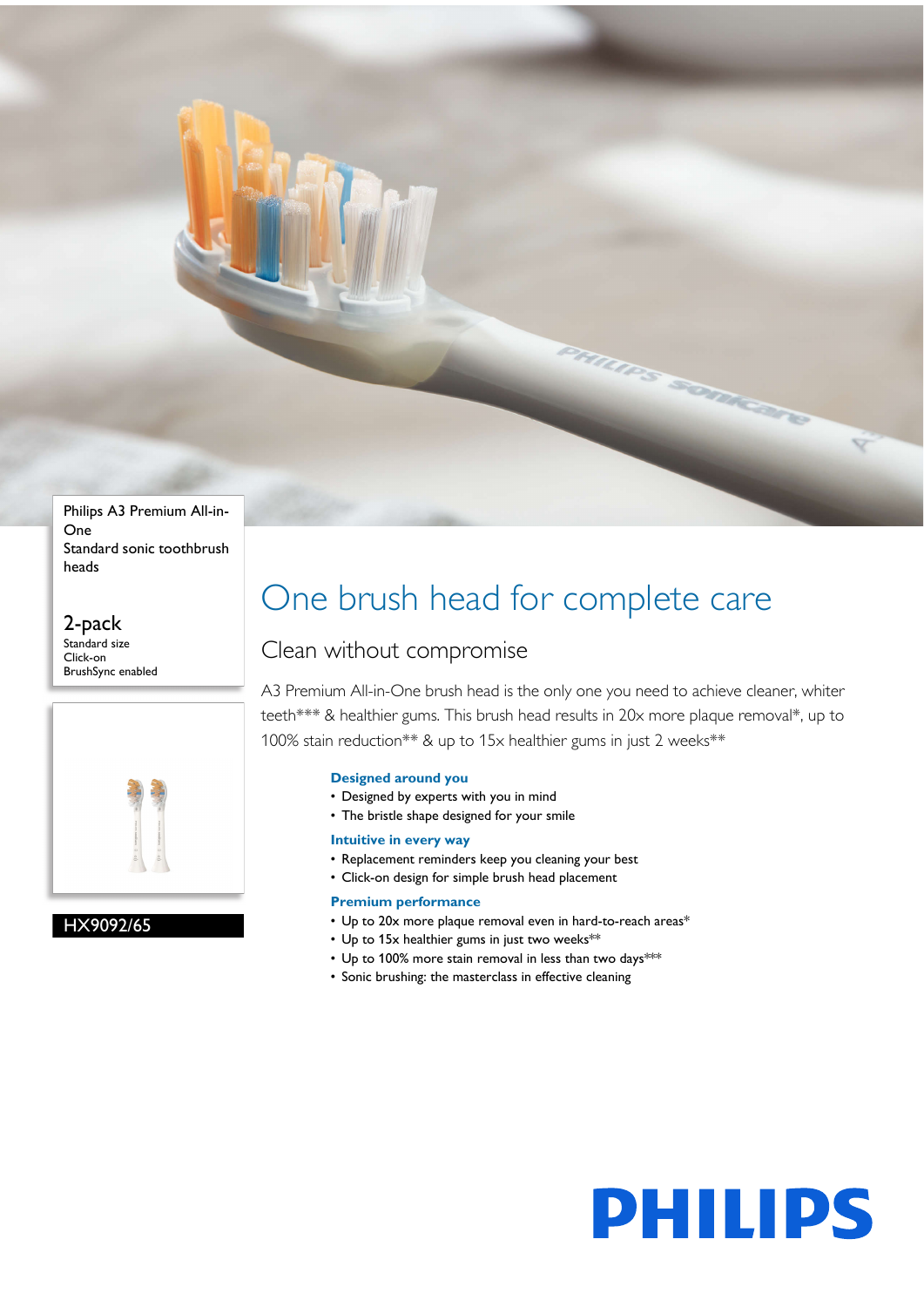Philips A3 Premium All-in-One
Standard sonic toothbrush heads

2-pack
Standard size
Click-on
BrushSync enabled

HX9092/65

# One brush head for complete care

## Clean without compromise

A3 Premium All-in-One brush head is the only one you need to achieve cleaner, whiter teeth*** & healthier gums. This brush head results in 20x more plaque removal*, up to 100% stain reduction** & up to 15x healthier gums in just 2 weeks**

### Designed around you

- Designed by experts with you in mind
- The bristle shape designed for your smile

### Intuitive in every way

- Replacement reminders keep you cleaning your best
- Click-on design for simple brush head placement

### Premium performance

- Up to 20x more plaque removal even in hard-to-reach areas*
- Up to 15x healthier gums in just two weeks**
- Up to 100% more stain removal in less than two days***
- Sonic brushing: the masterclass in effective cleaning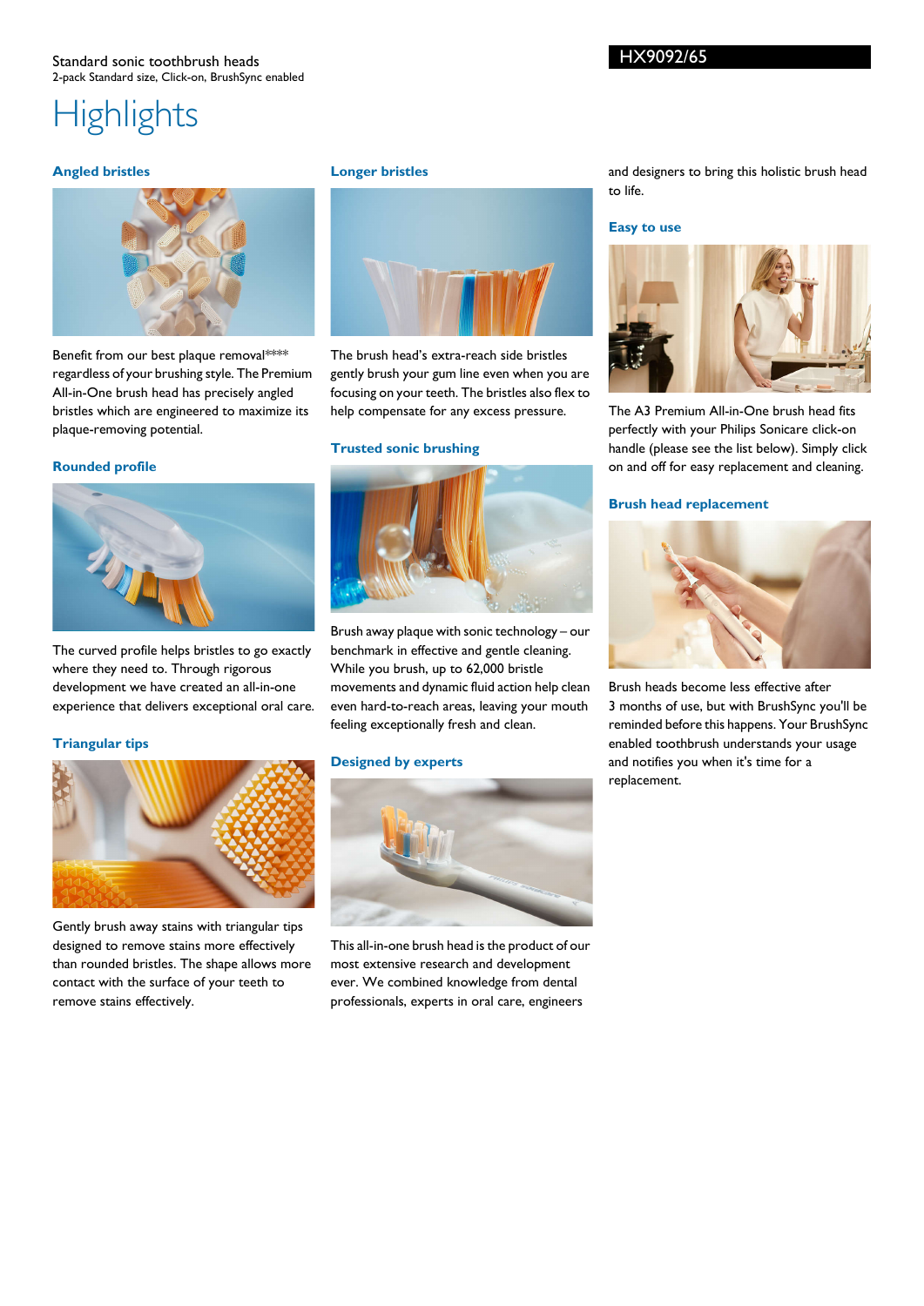Standard sonic toothbrush heads
2-pack Standard size, Click-on, BrushSync enabled

HX9092/65

# Highlights

### Angled bristles

Benefit from our best plaque removal**** regardless of your brushing style. The Premium All-in-One brush head has precisely angled bristles which are engineered to maximize its plaque-removing potential.

### Rounded profile

The curved profile helps bristles to go exactly where they need to. Through rigorous development we have created an all-in-one experience that delivers exceptional oral care.

### Triangular tips

Gently brush away stains with triangular tips designed to remove stains more effectively than rounded bristles. The shape allows more contact with the surface of your teeth to remove stains effectively.

### Longer bristles

The brush head's extra-reach side bristles gently brush your gum line even when you are focusing on your teeth. The bristles also flex to help compensate for any excess pressure.

### Trusted sonic brushing

Brush away plaque with sonic technology – our benchmark in effective and gentle cleaning. While you brush, up to 62,000 bristle movements and dynamic fluid action help clean even hard-to-reach areas, leaving your mouth feeling exceptionally fresh and clean.

### Designed by experts

This all-in-one brush head is the product of our most extensive research and development ever. We combined knowledge from dental professionals, experts in oral care, engineers and designers to bring this holistic brush head to life.

### Easy to use

The A3 Premium All-in-One brush head fits perfectly with your Philips Sonicare click-on handle (please see the list below). Simply click on and off for easy replacement and cleaning.

### Brush head replacement

Brush heads become less effective after 3 months of use, but with BrushSync you'll be reminded before this happens. Your BrushSync enabled toothbrush understands your usage and notifies you when it's time for a replacement.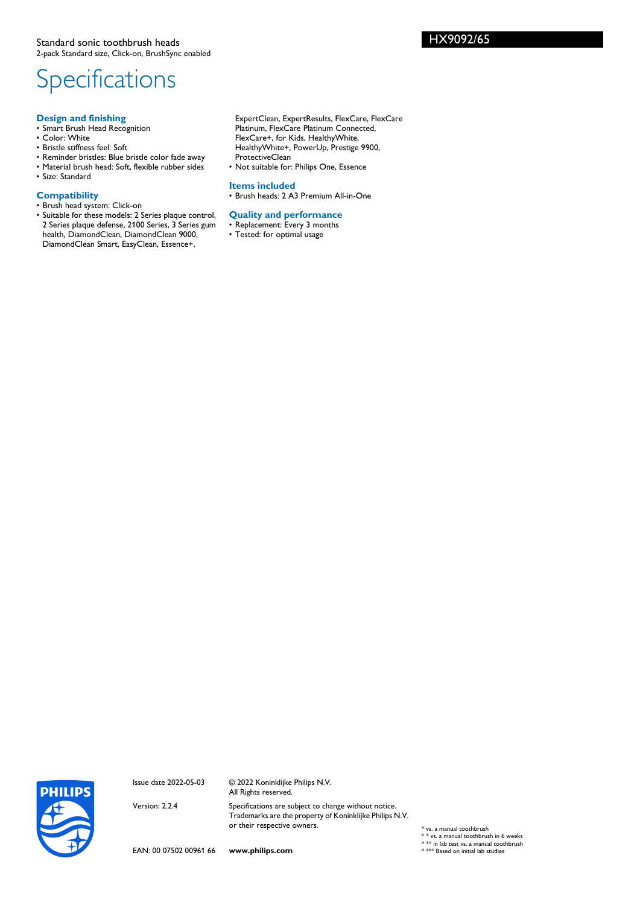Standard sonic toothbrush heads
2-pack Standard size, Click-on, BrushSync enabled

HX9092/65

# Specifications

### Design and finishing

- Smart Brush Head Recognition
- Color: White
- Bristle stiffness feel: Soft
- Reminder bristles: Blue bristle color fade away
- Material brush head: Soft, flexible rubber sides
- Size: Standard

### Compatibility

- Brush head system: Click-on
- Suitable for these models: 2 Series plaque control, 2 Series plaque defense, 2100 Series, 3 Series gum health, DiamondClean, DiamondClean 9000, DiamondClean Smart, EasyClean, Essence+, ExpertClean, ExpertResults, FlexCare, FlexCare Platinum, FlexCare Platinum Connected, FlexCare+, for Kids, HealthyWhite, HealthyWhite+, PowerUp, Prestige 9900, ProtectiveClean
- Not suitable for: Philips One, Essence

### Items included

- Brush heads: 2 A3 Premium All-in-One

### Quality and performance

- Replacement: Every 3 months
- Tested: for optimal usage

Issue date 2022-05-03

Version: 2.2.4

EAN: 00 07502 00961 66

© 2022 Koninklijke Philips N.V.
All Rights reserved.

Specifications are subject to change without notice. Trademarks are the property of Koninklijke Philips N.V. or their respective owners.

**www.philips.com**

* vs. a manual toothbrush
* * vs. a manual toothbrush in 6 weeks
* ** in lab test vs. a manual toothbrush
* *** Based on initial lab studies